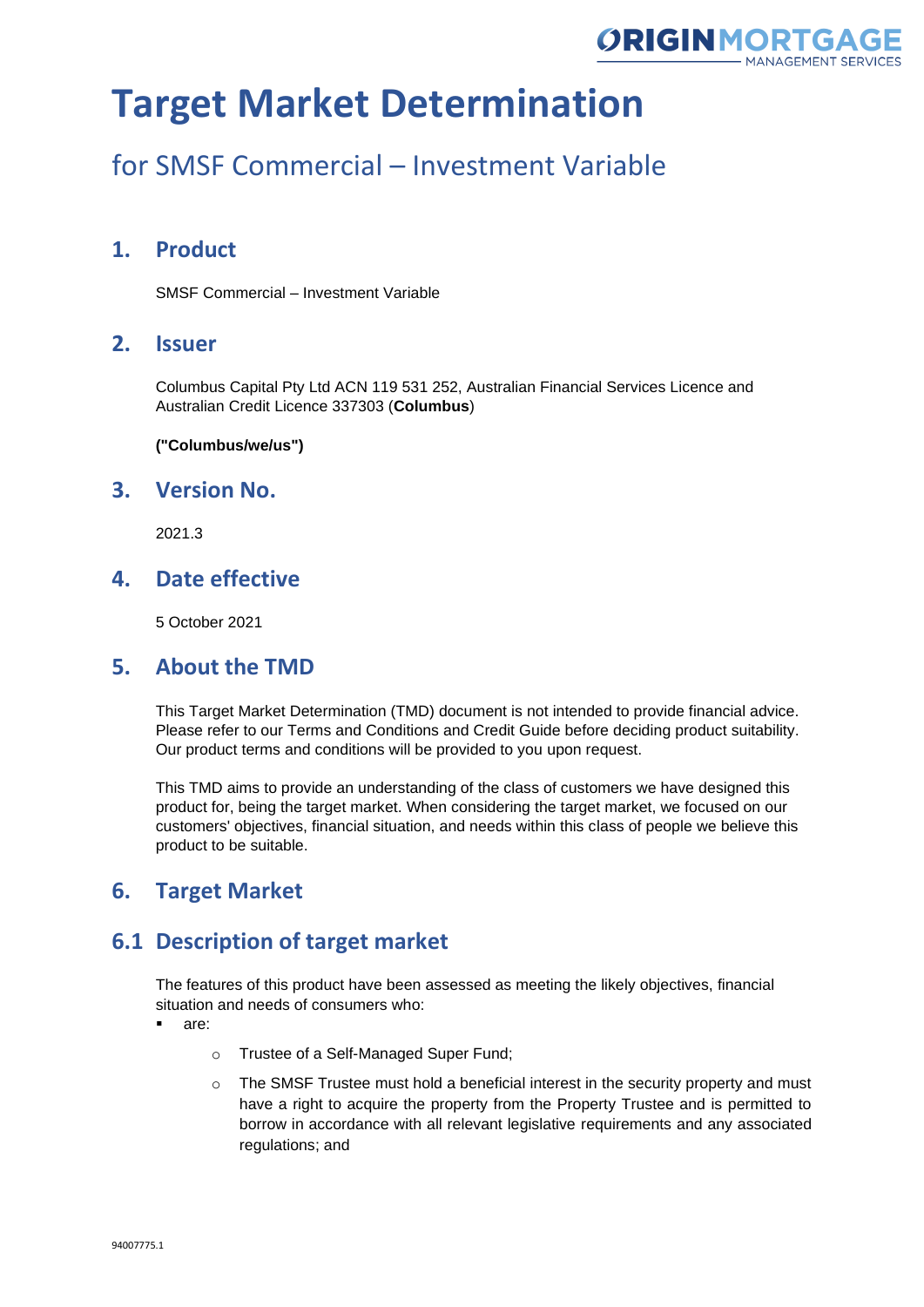# Target Market Determination

## for SMSF Commercial – Investment Variable

## 1. Product

SMSF Commercial – Investment Variable

## 2. Issuer

Columbus Capital Pty Ltd ACN 119 531 252, Australian Financial Services Licence and Australian Credit Licence 337303 (**Columbus**)

**("Columbus/we/us")**

## 3. Version No.

2021.3

## 4. Date effective

5 October 2021

## 5. About the TMD

This Target Market Determination (TMD) document is not intended to provide financial advice. Please refer to our Terms and Conditions and Credit Guide before deciding product suitability. Our product terms and conditions will be provided to you upon request.

This TMD aims to provide an understanding of the class of customers we have designed this product for, being the target market. When considering the target market, we focused on our customers' objectives, financial situation, and needs within this class of people we believe this product to be suitable.

## 6. Target Market

## 6.1 Description of target market

The features of this product have been assessed as meeting the likely objectives, financial situation and needs of consumers who:

- are:
  - Trustee of a Self-Managed Super Fund;
  - The SMSF Trustee must hold a beneficial interest in the security property and must have a right to acquire the property from the Property Trustee and is permitted to borrow in accordance with all relevant legislative requirements and any associated regulations; and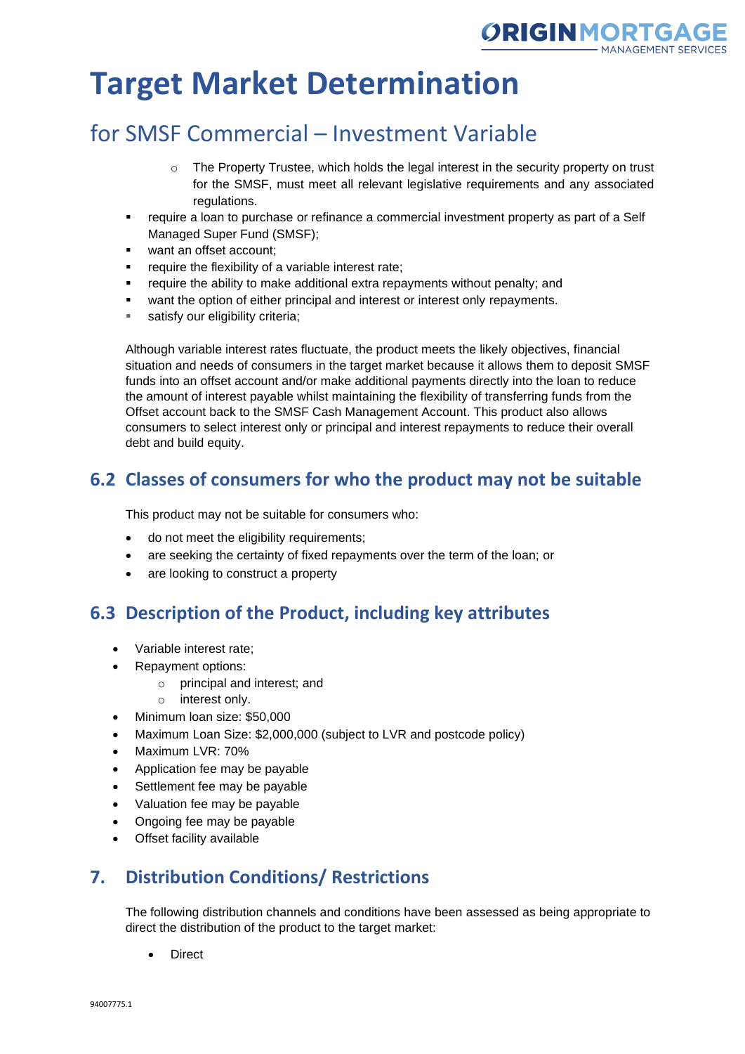# Target Market Determination

## for SMSF Commercial – Investment Variable

- The Property Trustee, which holds the legal interest in the security property on trust for the SMSF, must meet all relevant legislative requirements and any associated regulations.

- require a loan to purchase or refinance a commercial investment property as part of a Self Managed Super Fund (SMSF);
- want an offset account;
- require the flexibility of a variable interest rate;
- require the ability to make additional extra repayments without penalty; and
- want the option of either principal and interest or interest only repayments.
- satisfy our eligibility criteria;

Although variable interest rates fluctuate, the product meets the likely objectives, financial situation and needs of consumers in the target market because it allows them to deposit SMSF funds into an offset account and/or make additional payments directly into the loan to reduce the amount of interest payable whilst maintaining the flexibility of transferring funds from the Offset account back to the SMSF Cash Management Account. This product also allows consumers to select interest only or principal and interest repayments to reduce their overall debt and build equity.

## 6.2 Classes of consumers for who the product may not be suitable

This product may not be suitable for consumers who:

- do not meet the eligibility requirements;
- are seeking the certainty of fixed repayments over the term of the loan; or
- are looking to construct a property

## 6.3 Description of the Product, including key attributes

- Variable interest rate;
- Repayment options:
  - principal and interest; and
  - interest only.
- Minimum loan size: $50,000
- Maximum Loan Size: $2,000,000 (subject to LVR and postcode policy)
- Maximum LVR: 70%
- Application fee may be payable
- Settlement fee may be payable
- Valuation fee may be payable
- Ongoing fee may be payable
- Offset facility available

## 7. Distribution Conditions/ Restrictions

The following distribution channels and conditions have been assessed as being appropriate to direct the distribution of the product to the target market:

- Direct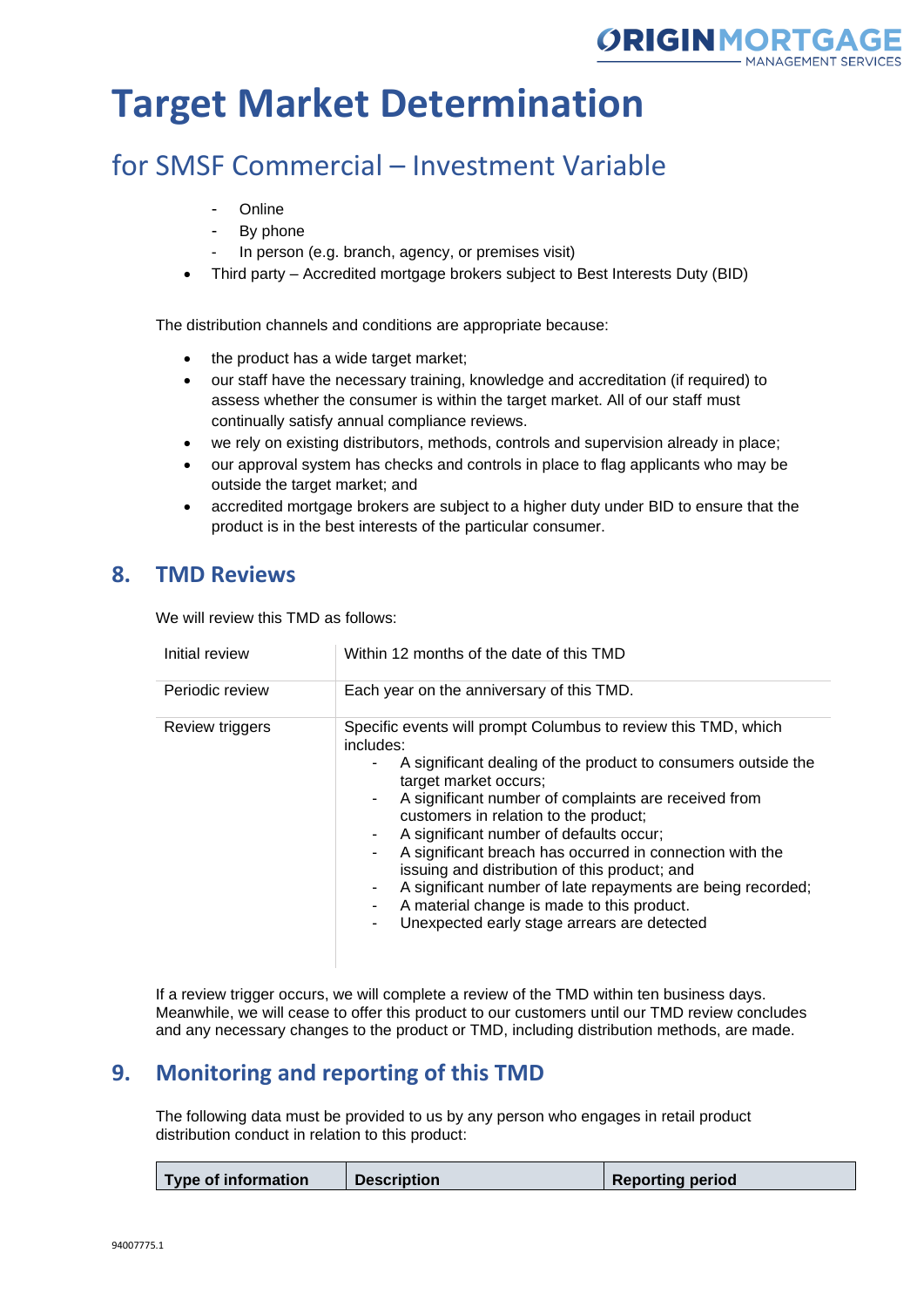# Target Market Determination

## for SMSF Commercial – Investment Variable

  - Online
  - By phone
  - In person (e.g. branch, agency, or premises visit)
- Third party – Accredited mortgage brokers subject to Best Interests Duty (BID)

The distribution channels and conditions are appropriate because:

- the product has a wide target market;
- our staff have the necessary training, knowledge and accreditation (if required) to assess whether the consumer is within the target market. All of our staff must continually satisfy annual compliance reviews.
- we rely on existing distributors, methods, controls and supervision already in place;
- our approval system has checks and controls in place to flag applicants who may be outside the target market; and
- accredited mortgage brokers are subject to a higher duty under BID to ensure that the product is in the best interests of the particular consumer.

## 8. TMD Reviews

We will review this TMD as follows:

| | |
|---|---|
| Initial review | Within 12 months of the date of this TMD |
| Periodic review | Each year on the anniversary of this TMD. |
| Review triggers | Specific events will prompt Columbus to review this TMD, which includes:<br>- A significant dealing of the product to consumers outside the target market occurs;<br>- A significant number of complaints are received from customers in relation to the product;<br>- A significant number of defaults occur;<br>- A significant breach has occurred in connection with the issuing and distribution of this product; and<br>- A significant number of late repayments are being recorded;<br>- A material change is made to this product.<br>- Unexpected early stage arrears are detected |

If a review trigger occurs, we will complete a review of the TMD within ten business days. Meanwhile, we will cease to offer this product to our customers until our TMD review concludes and any necessary changes to the product or TMD, including distribution methods, are made.

## 9. Monitoring and reporting of this TMD

The following data must be provided to us by any person who engages in retail product distribution conduct in relation to this product:

| Type of information | Description | Reporting period |
|---|---|---|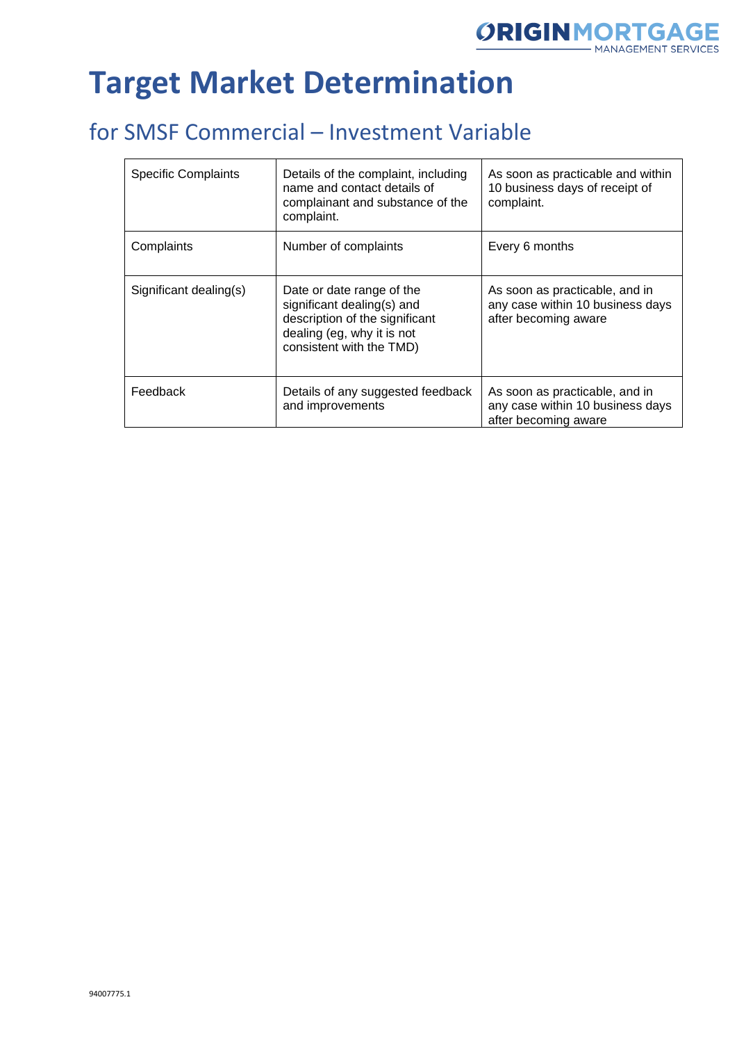# Target Market Determination

## for SMSF Commercial – Investment Variable

| | | |
|---|---|---|
| Specific Complaints | Details of the complaint, including name and contact details of complainant and substance of the complaint. | As soon as practicable and within 10 business days of receipt of complaint. |
| Complaints | Number of complaints | Every 6 months |
| Significant dealing(s) | Date or date range of the significant dealing(s) and description of the significant dealing (eg, why it is not consistent with the TMD) | As soon as practicable, and in any case within 10 business days after becoming aware |
| Feedback | Details of any suggested feedback and improvements | As soon as practicable, and in any case within 10 business days after becoming aware |

94007775.1